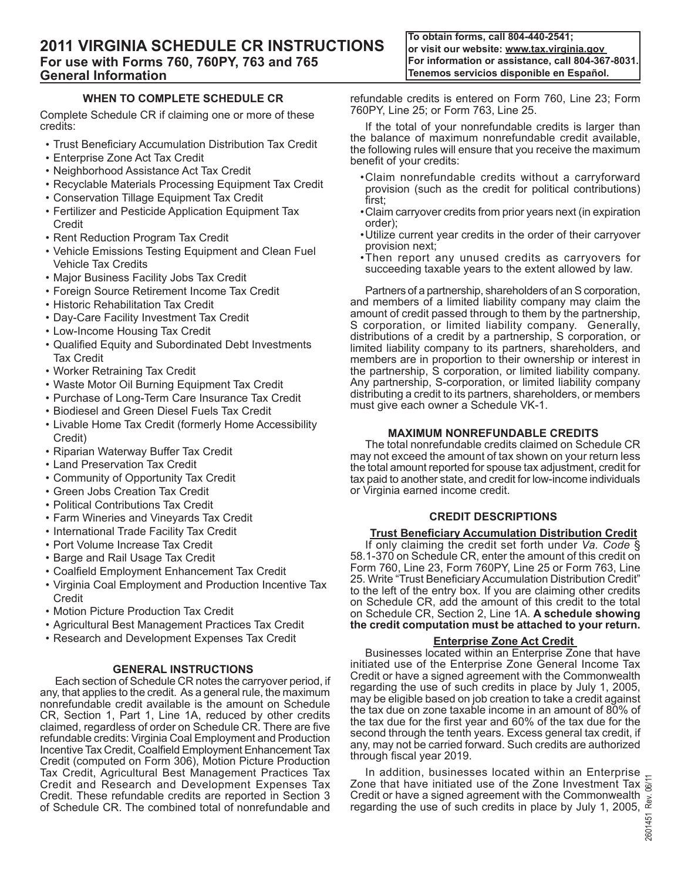# 2011 VIRGINIA SCHEDULE CR INSTRUCTIONS

## For use with Forms 760, 760PY, 763 and 765

## General Information

To obtain forms, call 804-440-2541;
or visit our website: www.tax.virginia.gov
For information or assistance, call 804-367-8031.
Tenemos servicios disponible en Español.

### WHEN TO COMPLETE SCHEDULE CR

Complete Schedule CR if claiming one or more of these credits:

- Trust Beneficiary Accumulation Distribution Tax Credit
- Enterprise Zone Act Tax Credit
- Neighborhood Assistance Act Tax Credit
- Recyclable Materials Processing Equipment Tax Credit
- Conservation Tillage Equipment Tax Credit
- Fertilizer and Pesticide Application Equipment Tax Credit
- Rent Reduction Program Tax Credit
- Vehicle Emissions Testing Equipment and Clean Fuel Vehicle Tax Credits
- Major Business Facility Jobs Tax Credit
- Foreign Source Retirement Income Tax Credit
- Historic Rehabilitation Tax Credit
- Day-Care Facility Investment Tax Credit
- Low-Income Housing Tax Credit
- Qualified Equity and Subordinated Debt Investments Tax Credit
- Worker Retraining Tax Credit
- Waste Motor Oil Burning Equipment Tax Credit
- Purchase of Long-Term Care Insurance Tax Credit
- Biodiesel and Green Diesel Fuels Tax Credit
- Livable Home Tax Credit (formerly Home Accessibility Credit)
- Riparian Waterway Buffer Tax Credit
- Land Preservation Tax Credit
- Community of Opportunity Tax Credit
- Green Jobs Creation Tax Credit
- Political Contributions Tax Credit
- Farm Wineries and Vineyards Tax Credit
- International Trade Facility Tax Credit
- Port Volume Increase Tax Credit
- Barge and Rail Usage Tax Credit
- Coalfield Employment Enhancement Tax Credit
- Virginia Coal Employment and Production Incentive Tax Credit
- Motion Picture Production Tax Credit
- Agricultural Best Management Practices Tax Credit
- Research and Development Expenses Tax Credit

### GENERAL INSTRUCTIONS

Each section of Schedule CR notes the carryover period, if any, that applies to the credit. As a general rule, the maximum nonrefundable credit available is the amount on Schedule CR, Section 1, Part 1, Line 1A, reduced by other credits claimed, regardless of order on Schedule CR. There are five refundable credits: Virginia Coal Employment and Production Incentive Tax Credit, Coalfield Employment Enhancement Tax Credit (computed on Form 306), Motion Picture Production Tax Credit, Agricultural Best Management Practices Tax Credit and Research and Development Expenses Tax Credit. These refundable credits are reported in Section 3 of Schedule CR. The combined total of nonrefundable and refundable credits is entered on Form 760, Line 23; Form 760PY, Line 25; or Form 763, Line 25.

If the total of your nonrefundable credits is larger than the balance of maximum nonrefundable credit available, the following rules will ensure that you receive the maximum benefit of your credits:

- Claim nonrefundable credits without a carryforward provision (such as the credit for political contributions) first;
- Claim carryover credits from prior years next (in expiration order);
- Utilize current year credits in the order of their carryover provision next;
- Then report any unused credits as carryovers for succeeding taxable years to the extent allowed by law.

Partners of a partnership, shareholders of an S corporation, and members of a limited liability company may claim the amount of credit passed through to them by the partnership, S corporation, or limited liability company. Generally, distributions of a credit by a partnership, S corporation, or limited liability company to its partners, shareholders, and members are in proportion to their ownership or interest in the partnership, S corporation, or limited liability company. Any partnership, S-corporation, or limited liability company distributing a credit to its partners, shareholders, or members must give each owner a Schedule VK-1.

### MAXIMUM NONREFUNDABLE CREDITS

The total nonrefundable credits claimed on Schedule CR may not exceed the amount of tax shown on your return less the total amount reported for spouse tax adjustment, credit for tax paid to another state, and credit for low-income individuals or Virginia earned income credit.

### CREDIT DESCRIPTIONS

#### Trust Beneficiary Accumulation Distribution Credit

If only claiming the credit set forth under *Va. Code* § 58.1-370 on Schedule CR, enter the amount of this credit on Form 760, Line 23, Form 760PY, Line 25 or Form 763, Line 25. Write "Trust Beneficiary Accumulation Distribution Credit" to the left of the entry box. If you are claiming other credits on Schedule CR, add the amount of this credit to the total on Schedule CR, Section 2, Line 1A. **A schedule showing the credit computation must be attached to your return.**

#### Enterprise Zone Act Credit

Businesses located within an Enterprise Zone that have initiated use of the Enterprise Zone General Income Tax Credit or have a signed agreement with the Commonwealth regarding the use of such credits in place by July 1, 2005, may be eligible based on job creation to take a credit against the tax due on zone taxable income in an amount of 80% of the tax due for the first year and 60% of the tax due for the second through the tenth years. Excess general tax credit, if any, may not be carried forward. Such credits are authorized through fiscal year 2019.

In addition, businesses located within an Enterprise Zone that have initiated use of the Zone Investment Tax Credit or have a signed agreement with the Commonwealth regarding the use of such credits in place by July 1, 2005,

2601451 Rev. 06/11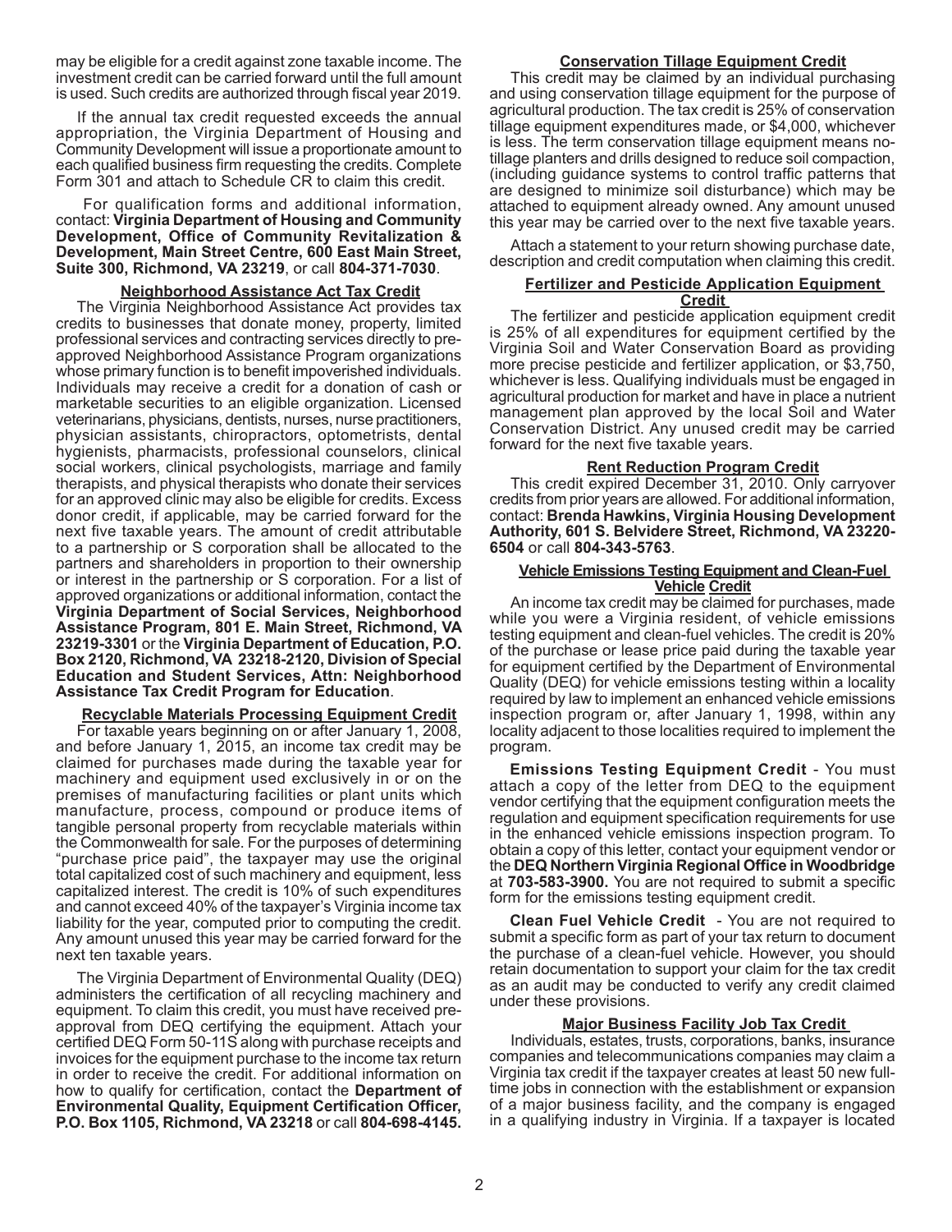may be eligible for a credit against zone taxable income. The investment credit can be carried forward until the full amount is used. Such credits are authorized through fiscal year 2019.

If the annual tax credit requested exceeds the annual appropriation, the Virginia Department of Housing and Community Development will issue a proportionate amount to each qualified business firm requesting the credits. Complete Form 301 and attach to Schedule CR to claim this credit.

For qualification forms and additional information, contact: **Virginia Department of Housing and Community Development, Office of Community Revitalization & Development, Main Street Centre, 600 East Main Street, Suite 300, Richmond, VA 23219**, or call **804-371-7030**.

### Neighborhood Assistance Act Tax Credit

The Virginia Neighborhood Assistance Act provides tax credits to businesses that donate money, property, limited professional services and contracting services directly to pre-approved Neighborhood Assistance Program organizations whose primary function is to benefit impoverished individuals. Individuals may receive a credit for a donation of cash or marketable securities to an eligible organization. Licensed veterinarians, physicians, dentists, nurses, nurse practitioners, physician assistants, chiropractors, optometrists, dental hygienists, pharmacists, professional counselors, clinical social workers, clinical psychologists, marriage and family therapists, and physical therapists who donate their services for an approved clinic may also be eligible for credits. Excess donor credit, if applicable, may be carried forward for the next five taxable years. The amount of credit attributable to a partnership or S corporation shall be allocated to the partners and shareholders in proportion to their ownership or interest in the partnership or S corporation. For a list of approved organizations or additional information, contact the **Virginia Department of Social Services, Neighborhood Assistance Program, 801 E. Main Street, Richmond, VA 23219-3301** or the **Virginia Department of Education, P.O. Box 2120, Richmond, VA 23218-2120, Division of Special Education and Student Services, Attn: Neighborhood Assistance Tax Credit Program for Education**.

### Recyclable Materials Processing Equipment Credit

For taxable years beginning on or after January 1, 2008, and before January 1, 2015, an income tax credit may be claimed for purchases made during the taxable year for machinery and equipment used exclusively in or on the premises of manufacturing facilities or plant units which manufacture, process, compound or produce items of tangible personal property from recyclable materials within the Commonwealth for sale. For the purposes of determining "purchase price paid", the taxpayer may use the original total capitalized cost of such machinery and equipment, less capitalized interest. The credit is 10% of such expenditures and cannot exceed 40% of the taxpayer's Virginia income tax liability for the year, computed prior to computing the credit. Any amount unused this year may be carried forward for the next ten taxable years.

The Virginia Department of Environmental Quality (DEQ) administers the certification of all recycling machinery and equipment. To claim this credit, you must have received pre-approval from DEQ certifying the equipment. Attach your certified DEQ Form 50-11S along with purchase receipts and invoices for the equipment purchase to the income tax return in order to receive the credit. For additional information on how to qualify for certification, contact the **Department of Environmental Quality, Equipment Certification Officer, P.O. Box 1105, Richmond, VA 23218** or call **804-698-4145.**

### Conservation Tillage Equipment Credit

This credit may be claimed by an individual purchasing and using conservation tillage equipment for the purpose of agricultural production. The tax credit is 25% of conservation tillage equipment expenditures made, or $4,000, whichever is less. The term conservation tillage equipment means no-tillage planters and drills designed to reduce soil compaction, (including guidance systems to control traffic patterns that are designed to minimize soil disturbance) which may be attached to equipment already owned. Any amount unused this year may be carried over to the next five taxable years.

Attach a statement to your return showing purchase date, description and credit computation when claiming this credit.

### Fertilizer and Pesticide Application Equipment Credit

The fertilizer and pesticide application equipment credit is 25% of all expenditures for equipment certified by the Virginia Soil and Water Conservation Board as providing more precise pesticide and fertilizer application, or $3,750, whichever is less. Qualifying individuals must be engaged in agricultural production for market and have in place a nutrient management plan approved by the local Soil and Water Conservation District. Any unused credit may be carried forward for the next five taxable years.

### Rent Reduction Program Credit

This credit expired December 31, 2010. Only carryover credits from prior years are allowed. For additional information, contact: **Brenda Hawkins, Virginia Housing Development Authority, 601 S. Belvidere Street, Richmond, VA 23220-6504** or call **804-343-5763**.

### Vehicle Emissions Testing Equipment and Clean-Fuel Vehicle Credit

An income tax credit may be claimed for purchases, made while you were a Virginia resident, of vehicle emissions testing equipment and clean-fuel vehicles. The credit is 20% of the purchase or lease price paid during the taxable year for equipment certified by the Department of Environmental Quality (DEQ) for vehicle emissions testing within a locality required by law to implement an enhanced vehicle emissions inspection program or, after January 1, 1998, within any locality adjacent to those localities required to implement the program.

**Emissions Testing Equipment Credit** - You must attach a copy of the letter from DEQ to the equipment vendor certifying that the equipment configuration meets the regulation and equipment specification requirements for use in the enhanced vehicle emissions inspection program. To obtain a copy of this letter, contact your equipment vendor or the **DEQ Northern Virginia Regional Office in Woodbridge** at **703-583-3900.** You are not required to submit a specific form for the emissions testing equipment credit.

**Clean Fuel Vehicle Credit** - You are not required to submit a specific form as part of your tax return to document the purchase of a clean-fuel vehicle. However, you should retain documentation to support your claim for the tax credit as an audit may be conducted to verify any credit claimed under these provisions.

### Major Business Facility Job Tax Credit

Individuals, estates, trusts, corporations, banks, insurance companies and telecommunications companies may claim a Virginia tax credit if the taxpayer creates at least 50 new full-time jobs in connection with the establishment or expansion of a major business facility, and the company is engaged in a qualifying industry in Virginia. If a taxpayer is located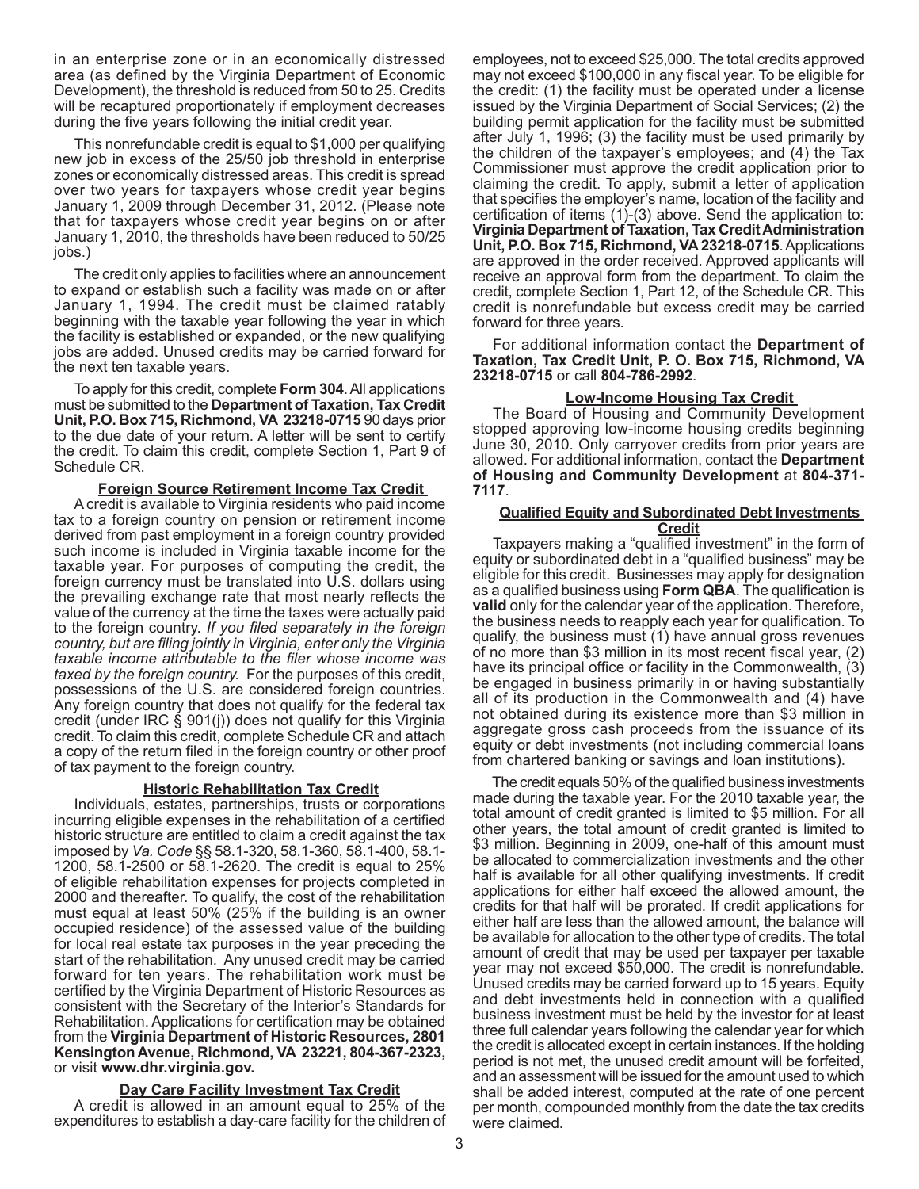in an enterprise zone or in an economically distressed area (as defined by the Virginia Department of Economic Development), the threshold is reduced from 50 to 25. Credits will be recaptured proportionately if employment decreases during the five years following the initial credit year.

This nonrefundable credit is equal to $1,000 per qualifying new job in excess of the 25/50 job threshold in enterprise zones or economically distressed areas. This credit is spread over two years for taxpayers whose credit year begins January 1, 2009 through December 31, 2012. (Please note that for taxpayers whose credit year begins on or after January 1, 2010, the thresholds have been reduced to 50/25 jobs.)

The credit only applies to facilities where an announcement to expand or establish such a facility was made on or after January 1, 1994. The credit must be claimed ratably beginning with the taxable year following the year in which the facility is established or expanded, or the new qualifying jobs are added. Unused credits may be carried forward for the next ten taxable years.

To apply for this credit, complete **Form 304**. All applications must be submitted to the **Department of Taxation, Tax Credit Unit, P.O. Box 715, Richmond, VA 23218-0715** 90 days prior to the due date of your return. A letter will be sent to certify the credit. To claim this credit, complete Section 1, Part 9 of Schedule CR.

### Foreign Source Retirement Income Tax Credit

A credit is available to Virginia residents who paid income tax to a foreign country on pension or retirement income derived from past employment in a foreign country provided such income is included in Virginia taxable income for the taxable year. For purposes of computing the credit, the foreign currency must be translated into U.S. dollars using the prevailing exchange rate that most nearly reflects the value of the currency at the time the taxes were actually paid to the foreign country. *If you filed separately in the foreign country, but are filing jointly in Virginia, enter only the Virginia taxable income attributable to the filer whose income was taxed by the foreign country.* For the purposes of this credit, possessions of the U.S. are considered foreign countries. Any foreign country that does not qualify for the federal tax credit (under IRC § 901(j)) does not qualify for this Virginia credit. To claim this credit, complete Schedule CR and attach a copy of the return filed in the foreign country or other proof of tax payment to the foreign country.

### Historic Rehabilitation Tax Credit

Individuals, estates, partnerships, trusts or corporations incurring eligible expenses in the rehabilitation of a certified historic structure are entitled to claim a credit against the tax imposed by *Va. Code* §§ 58.1-320, 58.1-360, 58.1-400, 58.1-1200, 58.1-2500 or 58.1-2620. The credit is equal to 25% of eligible rehabilitation expenses for projects completed in 2000 and thereafter. To qualify, the cost of the rehabilitation must equal at least 50% (25% if the building is an owner occupied residence) of the assessed value of the building for local real estate tax purposes in the year preceding the start of the rehabilitation. Any unused credit may be carried forward for ten years. The rehabilitation work must be certified by the Virginia Department of Historic Resources as consistent with the Secretary of the Interior's Standards for Rehabilitation. Applications for certification may be obtained from the **Virginia Department of Historic Resources, 2801 Kensington Avenue, Richmond, VA 23221, 804-367-2323,** or visit **www.dhr.virginia.gov.**

### Day Care Facility Investment Tax Credit

A credit is allowed in an amount equal to 25% of the expenditures to establish a day-care facility for the children of employees, not to exceed $25,000. The total credits approved may not exceed $100,000 in any fiscal year. To be eligible for the credit: (1) the facility must be operated under a license issued by the Virginia Department of Social Services; (2) the building permit application for the facility must be submitted after July 1, 1996; (3) the facility must be used primarily by the children of the taxpayer's employees; and (4) the Tax Commissioner must approve the credit application prior to claiming the credit. To apply, submit a letter of application that specifies the employer's name, location of the facility and certification of items (1)-(3) above. Send the application to: **Virginia Department of Taxation, Tax Credit Administration Unit, P.O. Box 715, Richmond, VA 23218-0715**. Applications are approved in the order received. Approved applicants will receive an approval form from the department. To claim the credit, complete Section 1, Part 12, of the Schedule CR. This credit is nonrefundable but excess credit may be carried forward for three years.

For additional information contact the **Department of Taxation, Tax Credit Unit, P. O. Box 715, Richmond, VA 23218-0715** or call **804-786-2992**.

### Low-Income Housing Tax Credit

The Board of Housing and Community Development stopped approving low-income housing credits beginning June 30, 2010. Only carryover credits from prior years are allowed. For additional information, contact the **Department of Housing and Community Development** at **804-371-7117**.

### Qualified Equity and Subordinated Debt Investments Credit

Taxpayers making a "qualified investment" in the form of equity or subordinated debt in a "qualified business" may be eligible for this credit. Businesses may apply for designation as a qualified business using **Form QBA**. The qualification is **valid** only for the calendar year of the application. Therefore, the business needs to reapply each year for qualification. To qualify, the business must (1) have annual gross revenues of no more than $3 million in its most recent fiscal year, (2) have its principal office or facility in the Commonwealth, (3) be engaged in business primarily in or having substantially all of its production in the Commonwealth and (4) have not obtained during its existence more than $3 million in aggregate gross cash proceeds from the issuance of its equity or debt investments (not including commercial loans from chartered banking or savings and loan institutions).

The credit equals 50% of the qualified business investments made during the taxable year. For the 2010 taxable year, the total amount of credit granted is limited to $5 million. For all other years, the total amount of credit granted is limited to $3 million. Beginning in 2009, one-half of this amount must be allocated to commercialization investments and the other half is available for all other qualifying investments. If credit applications for either half exceed the allowed amount, the credits for that half will be prorated. If credit applications for either half are less than the allowed amount, the balance will be available for allocation to the other type of credits. The total amount of credit that may be used per taxpayer per taxable year may not exceed $50,000. The credit is nonrefundable. Unused credits may be carried forward up to 15 years. Equity and debt investments held in connection with a qualified business investment must be held by the investor for at least three full calendar years following the calendar year for which the credit is allocated except in certain instances. If the holding period is not met, the unused credit amount will be forfeited, and an assessment will be issued for the amount used to which shall be added interest, computed at the rate of one percent per month, compounded monthly from the date the tax credits were claimed.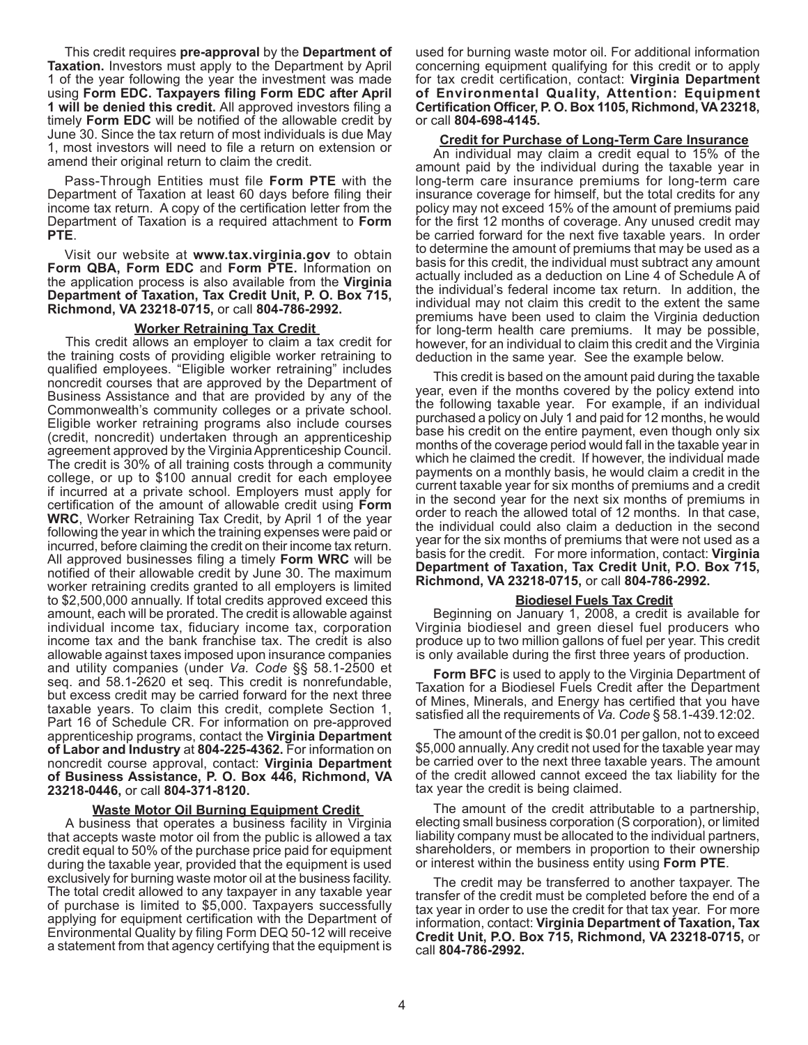This credit requires **pre-approval** by the **Department of Taxation.** Investors must apply to the Department by April 1 of the year following the year the investment was made using **Form EDC. Taxpayers filing Form EDC after April 1 will be denied this credit.** All approved investors filing a timely **Form EDC** will be notified of the allowable credit by June 30. Since the tax return of most individuals is due May 1, most investors will need to file a return on extension or amend their original return to claim the credit.

Pass-Through Entities must file **Form PTE** with the Department of Taxation at least 60 days before filing their income tax return. A copy of the certification letter from the Department of Taxation is a required attachment to **Form PTE**.

Visit our website at **www.tax.virginia.gov** to obtain **Form QBA, Form EDC** and **Form PTE.** Information on the application process is also available from the **Virginia Department of Taxation, Tax Credit Unit, P. O. Box 715, Richmond, VA 23218-0715,** or call **804-786-2992.**

### Worker Retraining Tax Credit

This credit allows an employer to claim a tax credit for the training costs of providing eligible worker retraining to qualified employees. "Eligible worker retraining" includes noncredit courses that are approved by the Department of Business Assistance and that are provided by any of the Commonwealth's community colleges or a private school. Eligible worker retraining programs also include courses (credit, noncredit) undertaken through an apprenticeship agreement approved by the Virginia Apprenticeship Council. The credit is 30% of all training costs through a community college, or up to $100 annual credit for each employee if incurred at a private school. Employers must apply for certification of the amount of allowable credit using **Form WRC**, Worker Retraining Tax Credit, by April 1 of the year following the year in which the training expenses were paid or incurred, before claiming the credit on their income tax return. All approved businesses filing a timely **Form WRC** will be notified of their allowable credit by June 30. The maximum worker retraining credits granted to all employers is limited to $2,500,000 annually. If total credits approved exceed this amount, each will be prorated. The credit is allowable against individual income tax, fiduciary income tax, corporation income tax and the bank franchise tax. The credit is also allowable against taxes imposed upon insurance companies and utility companies (under *Va. Code* §§ 58.1-2500 et seq. and 58.1-2620 et seq. This credit is nonrefundable, but excess credit may be carried forward for the next three taxable years. To claim this credit, complete Section 1, Part 16 of Schedule CR. For information on pre-approved apprenticeship programs, contact the **Virginia Department of Labor and Industry** at **804-225-4362.** For information on noncredit course approval, contact: **Virginia Department of Business Assistance, P. O. Box 446, Richmond, VA 23218-0446,** or call **804-371-8120.**

### Waste Motor Oil Burning Equipment Credit

A business that operates a business facility in Virginia that accepts waste motor oil from the public is allowed a tax credit equal to 50% of the purchase price paid for equipment during the taxable year, provided that the equipment is used exclusively for burning waste motor oil at the business facility. The total credit allowed to any taxpayer in any taxable year of purchase is limited to $5,000. Taxpayers successfully applying for equipment certification with the Department of Environmental Quality by filing Form DEQ 50-12 will receive a statement from that agency certifying that the equipment is used for burning waste motor oil. For additional information concerning equipment qualifying for this credit or to apply for tax credit certification, contact: **Virginia Department of Environmental Quality, Attention: Equipment Certification Officer, P. O. Box 1105, Richmond, VA 23218,** or call **804-698-4145.**

### Credit for Purchase of Long-Term Care Insurance

An individual may claim a credit equal to 15% of the amount paid by the individual during the taxable year in long-term care insurance premiums for long-term care insurance coverage for himself, but the total credits for any policy may not exceed 15% of the amount of premiums paid for the first 12 months of coverage. Any unused credit may be carried forward for the next five taxable years. In order to determine the amount of premiums that may be used as a basis for this credit, the individual must subtract any amount actually included as a deduction on Line 4 of Schedule A of the individual's federal income tax return. In addition, the individual may not claim this credit to the extent the same premiums have been used to claim the Virginia deduction for long-term health care premiums. It may be possible, however, for an individual to claim this credit and the Virginia deduction in the same year. See the example below.

This credit is based on the amount paid during the taxable year, even if the months covered by the policy extend into the following taxable year. For example, if an individual purchased a policy on July 1 and paid for 12 months, he would base his credit on the entire payment, even though only six months of the coverage period would fall in the taxable year in which he claimed the credit. If however, the individual made payments on a monthly basis, he would claim a credit in the current taxable year for six months of premiums and a credit in the second year for the next six months of premiums in order to reach the allowed total of 12 months. In that case, the individual could also claim a deduction in the second year for the six months of premiums that were not used as a basis for the credit. For more information, contact: **Virginia Department of Taxation, Tax Credit Unit, P.O. Box 715, Richmond, VA 23218-0715,** or call **804-786-2992.**

### Biodiesel Fuels Tax Credit

Beginning on January 1, 2008, a credit is available for Virginia biodiesel and green diesel fuel producers who produce up to two million gallons of fuel per year. This credit is only available during the first three years of production.

**Form BFC** is used to apply to the Virginia Department of Taxation for a Biodiesel Fuels Credit after the Department of Mines, Minerals, and Energy has certified that you have satisfied all the requirements of *Va. Code* § 58.1-439.12:02.

The amount of the credit is $0.01 per gallon, not to exceed $5,000 annually. Any credit not used for the taxable year may be carried over to the next three taxable years. The amount of the credit allowed cannot exceed the tax liability for the tax year the credit is being claimed.

The amount of the credit attributable to a partnership, electing small business corporation (S corporation), or limited liability company must be allocated to the individual partners, shareholders, or members in proportion to their ownership or interest within the business entity using **Form PTE**.

The credit may be transferred to another taxpayer. The transfer of the credit must be completed before the end of a tax year in order to use the credit for that tax year. For more information, contact: **Virginia Department of Taxation, Tax Credit Unit, P.O. Box 715, Richmond, VA 23218-0715,** or call **804-786-2992.**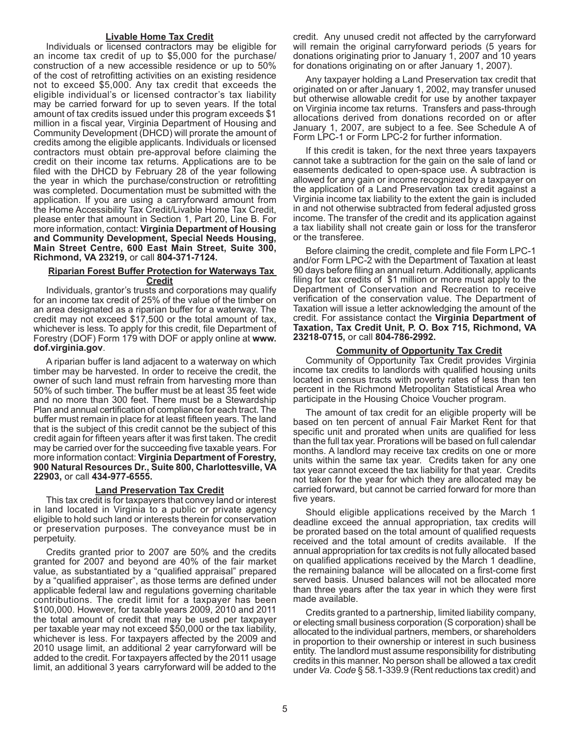### Livable Home Tax Credit

Individuals or licensed contractors may be eligible for an income tax credit of up to $5,000 for the purchase/construction of a new accessible residence or up to 50% of the cost of retrofitting activities on an existing residence not to exceed $5,000. Any tax credit that exceeds the eligible individual's or licensed contractor's tax liability may be carried forward for up to seven years. If the total amount of tax credits issued under this program exceeds $1 million in a fiscal year, Virginia Department of Housing and Community Development (DHCD) will prorate the amount of credits among the eligible applicants. Individuals or licensed contractors must obtain pre-approval before claiming the credit on their income tax returns. Applications are to be filed with the DHCD by February 28 of the year following the year in which the purchase/construction or retrofitting was completed. Documentation must be submitted with the application. If you are using a carryforward amount from the Home Accessibility Tax Credit/Livable Home Tax Credit, please enter that amount in Section 1, Part 20, Line B. For more information, contact: **Virginia Department of Housing and Community Development, Special Needs Housing, Main Street Centre, 600 East Main Street, Suite 300, Richmond, VA 23219,** or call **804-371-7124.**

### Riparian Forest Buffer Protection for Waterways Tax Credit

Individuals, grantor's trusts and corporations may qualify for an income tax credit of 25% of the value of the timber on an area designated as a riparian buffer for a waterway. The credit may not exceed $17,500 or the total amount of tax, whichever is less. To apply for this credit, file Department of Forestry (DOF) Form 179 with DOF or apply online at **www.dof.virginia.gov**.

A riparian buffer is land adjacent to a waterway on which timber may be harvested. In order to receive the credit, the owner of such land must refrain from harvesting more than 50% of such timber. The buffer must be at least 35 feet wide and no more than 300 feet. There must be a Stewardship Plan and annual certification of compliance for each tract. The buffer must remain in place for at least fifteen years. The land that is the subject of this credit cannot be the subject of this credit again for fifteen years after it was first taken. The credit may be carried over for the succeeding five taxable years. For more information contact: **Virginia Department of Forestry, 900 Natural Resources Dr., Suite 800, Charlottesville, VA 22903,** or call **434-977-6555.**

### Land Preservation Tax Credit

This tax credit is for taxpayers that convey land or interest in land located in Virginia to a public or private agency eligible to hold such land or interests therein for conservation or preservation purposes. The conveyance must be in perpetuity.

Credits granted prior to 2007 are 50% and the credits granted for 2007 and beyond are 40% of the fair market value, as substantiated by a "qualified appraisal" prepared by a "qualified appraiser", as those terms are defined under applicable federal law and regulations governing charitable contributions. The credit limit for a taxpayer has been $100,000. However, for taxable years 2009, 2010 and 2011 the total amount of credit that may be used per taxpayer per taxable year may not exceed $50,000 or the tax liability, whichever is less. For taxpayers affected by the 2009 and 2010 usage limit, an additional 2 year carryforward will be added to the credit. For taxpayers affected by the 2011 usage limit, an additional 3 years carryforward will be added to the credit. Any unused credit not affected by the carryforward will remain the original carryforward periods (5 years for donations originating prior to January 1, 2007 and 10 years for donations originating on or after January 1, 2007).

Any taxpayer holding a Land Preservation tax credit that originated on or after January 1, 2002, may transfer unused but otherwise allowable credit for use by another taxpayer on Virginia income tax returns. Transfers and pass-through allocations derived from donations recorded on or after January 1, 2007, are subject to a fee. See Schedule A of Form LPC-1 or Form LPC-2 for further information.

If this credit is taken, for the next three years taxpayers cannot take a subtraction for the gain on the sale of land or easements dedicated to open-space use. A subtraction is allowed for any gain or income recognized by a taxpayer on the application of a Land Preservation tax credit against a Virginia income tax liability to the extent the gain is included in and not otherwise subtracted from federal adjusted gross income. The transfer of the credit and its application against a tax liability shall not create gain or loss for the transferor or the transferee.

Before claiming the credit, complete and file Form LPC-1 and/or Form LPC-2 with the Department of Taxation at least 90 days before filing an annual return. Additionally, applicants filing for tax credits of $1 million or more must apply to the Department of Conservation and Recreation to receive verification of the conservation value. The Department of Taxation will issue a letter acknowledging the amount of the credit. For assistance contact the **Virginia Department of Taxation, Tax Credit Unit, P. O. Box 715, Richmond, VA 23218-0715,** or call **804-786-2992.**

### Community of Opportunity Tax Credit

Community of Opportunity Tax Credit provides Virginia income tax credits to landlords with qualified housing units located in census tracts with poverty rates of less than ten percent in the Richmond Metropolitan Statistical Area who participate in the Housing Choice Voucher program.

The amount of tax credit for an eligible property will be based on ten percent of annual Fair Market Rent for that specific unit and prorated when units are qualified for less than the full tax year. Prorations will be based on full calendar months. A landlord may receive tax credits on one or more units within the same tax year. Credits taken for any one tax year cannot exceed the tax liability for that year. Credits not taken for the year for which they are allocated may be carried forward, but cannot be carried forward for more than five years.

Should eligible applications received by the March 1 deadline exceed the annual appropriation, tax credits will be prorated based on the total amount of qualified requests received and the total amount of credits available. If the annual appropriation for tax credits is not fully allocated based on qualified applications received by the March 1 deadline, the remaining balance will be allocated on a first-come first served basis. Unused balances will not be allocated more than three years after the tax year in which they were first made available.

Credits granted to a partnership, limited liability company, or electing small business corporation (S corporation) shall be allocated to the individual partners, members, or shareholders in proportion to their ownership or interest in such business entity. The landlord must assume responsibility for distributing credits in this manner. No person shall be allowed a tax credit under *Va. Code* § 58.1-339.9 (Rent reductions tax credit) and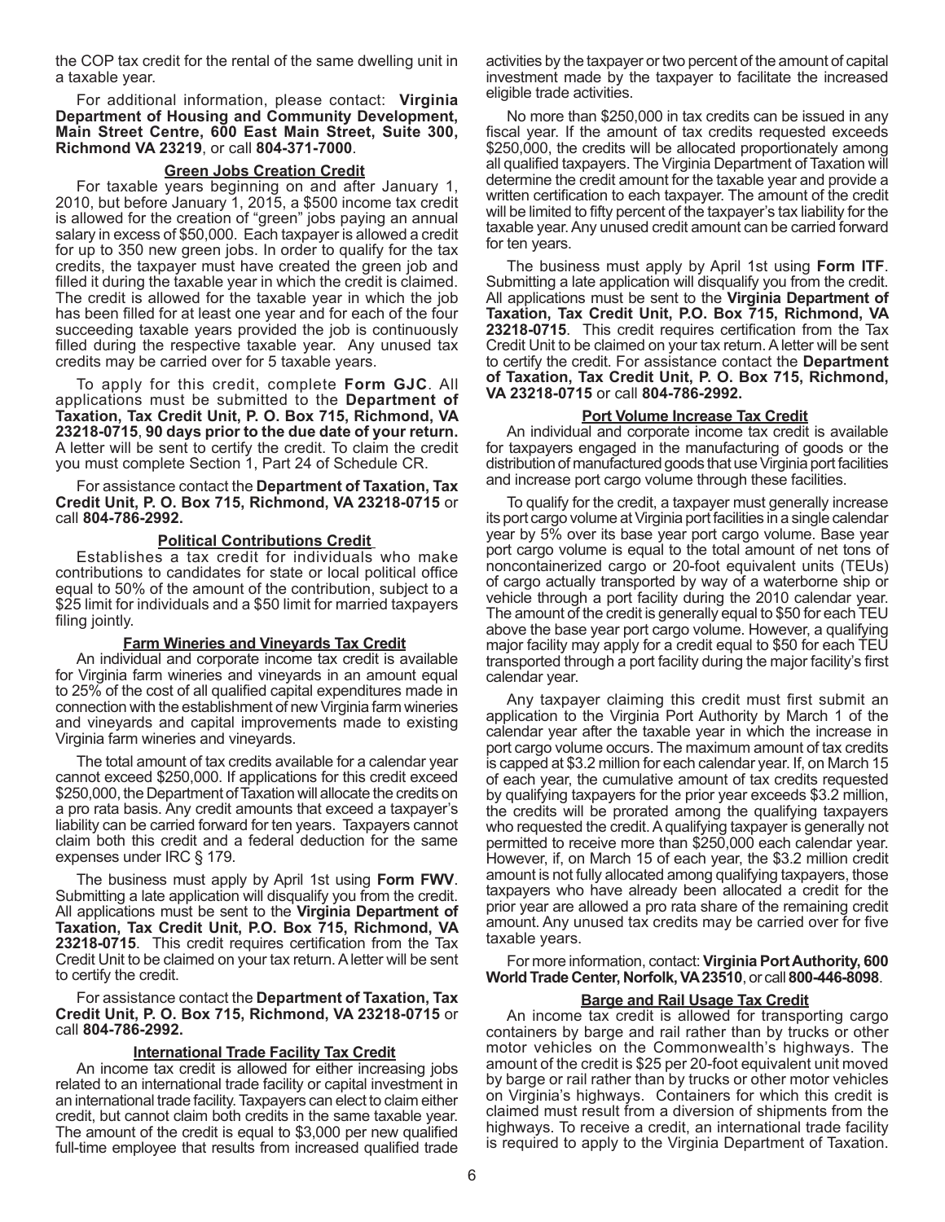the COP tax credit for the rental of the same dwelling unit in a taxable year.

For additional information, please contact: **Virginia Department of Housing and Community Development, Main Street Centre, 600 East Main Street, Suite 300, Richmond VA 23219**, or call **804-371-7000**.

### Green Jobs Creation Credit

For taxable years beginning on and after January 1, 2010, but before January 1, 2015, a $500 income tax credit is allowed for the creation of "green" jobs paying an annual salary in excess of $50,000. Each taxpayer is allowed a credit for up to 350 new green jobs. In order to qualify for the tax credits, the taxpayer must have created the green job and filled it during the taxable year in which the credit is claimed. The credit is allowed for the taxable year in which the job has been filled for at least one year and for each of the four succeeding taxable years provided the job is continuously filled during the respective taxable year. Any unused tax credits may be carried over for 5 taxable years.

To apply for this credit, complete **Form GJC**. All applications must be submitted to the **Department of Taxation, Tax Credit Unit, P. O. Box 715, Richmond, VA 23218-0715**, **90 days prior to the due date of your return.** A letter will be sent to certify the credit. To claim the credit you must complete Section 1, Part 24 of Schedule CR.

For assistance contact the **Department of Taxation, Tax Credit Unit, P. O. Box 715, Richmond, VA 23218-0715** or call **804-786-2992.**

### Political Contributions Credit

Establishes a tax credit for individuals who make contributions to candidates for state or local political office equal to 50% of the amount of the contribution, subject to a $25 limit for individuals and a $50 limit for married taxpayers filing jointly.

### Farm Wineries and Vineyards Tax Credit

An individual and corporate income tax credit is available for Virginia farm wineries and vineyards in an amount equal to 25% of the cost of all qualified capital expenditures made in connection with the establishment of new Virginia farm wineries and vineyards and capital improvements made to existing Virginia farm wineries and vineyards.

The total amount of tax credits available for a calendar year cannot exceed $250,000. If applications for this credit exceed $250,000, the Department of Taxation will allocate the credits on a pro rata basis. Any credit amounts that exceed a taxpayer's liability can be carried forward for ten years. Taxpayers cannot claim both this credit and a federal deduction for the same expenses under IRC § 179.

The business must apply by April 1st using **Form FWV**. Submitting a late application will disqualify you from the credit. All applications must be sent to the **Virginia Department of Taxation, Tax Credit Unit, P.O. Box 715, Richmond, VA 23218-0715**. This credit requires certification from the Tax Credit Unit to be claimed on your tax return. A letter will be sent to certify the credit.

For assistance contact the **Department of Taxation, Tax Credit Unit, P. O. Box 715, Richmond, VA 23218-0715** or call **804-786-2992.**

### International Trade Facility Tax Credit

An income tax credit is allowed for either increasing jobs related to an international trade facility or capital investment in an international trade facility. Taxpayers can elect to claim either credit, but cannot claim both credits in the same taxable year. The amount of the credit is equal to $3,000 per new qualified full-time employee that results from increased qualified trade activities by the taxpayer or two percent of the amount of capital investment made by the taxpayer to facilitate the increased eligible trade activities.

No more than $250,000 in tax credits can be issued in any fiscal year. If the amount of tax credits requested exceeds $250,000, the credits will be allocated proportionately among all qualified taxpayers. The Virginia Department of Taxation will determine the credit amount for the taxable year and provide a written certification to each taxpayer. The amount of the credit will be limited to fifty percent of the taxpayer's tax liability for the taxable year. Any unused credit amount can be carried forward for ten years.

The business must apply by April 1st using **Form ITF**. Submitting a late application will disqualify you from the credit. All applications must be sent to the **Virginia Department of Taxation, Tax Credit Unit, P.O. Box 715, Richmond, VA 23218-0715**. This credit requires certification from the Tax Credit Unit to be claimed on your tax return. A letter will be sent to certify the credit. For assistance contact the **Department of Taxation, Tax Credit Unit, P. O. Box 715, Richmond, VA 23218-0715** or call **804-786-2992.**

### Port Volume Increase Tax Credit

An individual and corporate income tax credit is available for taxpayers engaged in the manufacturing of goods or the distribution of manufactured goods that use Virginia port facilities and increase port cargo volume through these facilities.

To qualify for the credit, a taxpayer must generally increase its port cargo volume at Virginia port facilities in a single calendar year by 5% over its base year port cargo volume. Base year port cargo volume is equal to the total amount of net tons of noncontainerized cargo or 20-foot equivalent units (TEUs) of cargo actually transported by way of a waterborne ship or vehicle through a port facility during the 2010 calendar year. The amount of the credit is generally equal to $50 for each TEU above the base year port cargo volume. However, a qualifying major facility may apply for a credit equal to $50 for each TEU transported through a port facility during the major facility's first calendar year.

Any taxpayer claiming this credit must first submit an application to the Virginia Port Authority by March 1 of the calendar year after the taxable year in which the increase in port cargo volume occurs. The maximum amount of tax credits is capped at $3.2 million for each calendar year. If, on March 15 of each year, the cumulative amount of tax credits requested by qualifying taxpayers for the prior year exceeds $3.2 million, the credits will be prorated among the qualifying taxpayers who requested the credit. A qualifying taxpayer is generally not permitted to receive more than $250,000 each calendar year. However, if, on March 15 of each year, the $3.2 million credit amount is not fully allocated among qualifying taxpayers, those taxpayers who have already been allocated a credit for the prior year are allowed a pro rata share of the remaining credit amount. Any unused tax credits may be carried over for five taxable years.

For more information, contact: **Virginia Port Authority, 600 World Trade Center, Norfolk, VA 23510**, or call **800-446-8098**.

### Barge and Rail Usage Tax Credit

An income tax credit is allowed for transporting cargo containers by barge and rail rather than by trucks or other motor vehicles on the Commonwealth's highways. The amount of the credit is $25 per 20-foot equivalent unit moved by barge or rail rather than by trucks or other motor vehicles on Virginia's highways. Containers for which this credit is claimed must result from a diversion of shipments from the highways. To receive a credit, an international trade facility is required to apply to the Virginia Department of Taxation.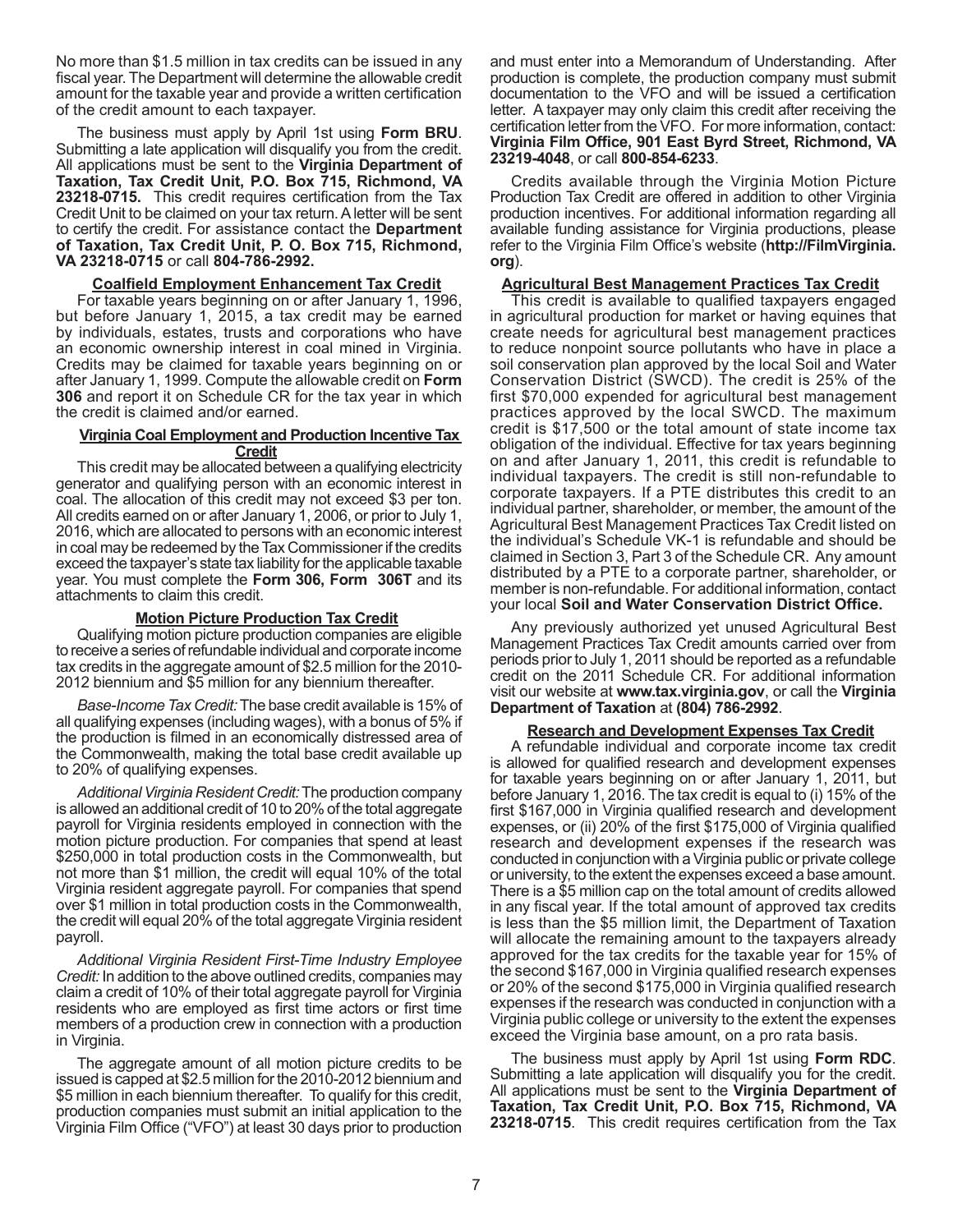No more than $1.5 million in tax credits can be issued in any fiscal year. The Department will determine the allowable credit amount for the taxable year and provide a written certification of the credit amount to each taxpayer.

The business must apply by April 1st using **Form BRU**. Submitting a late application will disqualify you from the credit. All applications must be sent to the **Virginia Department of Taxation, Tax Credit Unit, P.O. Box 715, Richmond, VA 23218-0715.** This credit requires certification from the Tax Credit Unit to be claimed on your tax return. A letter will be sent to certify the credit. For assistance contact the **Department of Taxation, Tax Credit Unit, P. O. Box 715, Richmond, VA 23218-0715** or call **804-786-2992.**

**Coalfield Employment Enhancement Tax Credit**

For taxable years beginning on or after January 1, 1996, but before January 1, 2015, a tax credit may be earned by individuals, estates, trusts and corporations who have an economic ownership interest in coal mined in Virginia. Credits may be claimed for taxable years beginning on or after January 1, 1999. Compute the allowable credit on **Form 306** and report it on Schedule CR for the tax year in which the credit is claimed and/or earned.

**Virginia Coal Employment and Production Incentive Tax Credit**

This credit may be allocated between a qualifying electricity generator and qualifying person with an economic interest in coal. The allocation of this credit may not exceed $3 per ton. All credits earned on or after January 1, 2006, or prior to July 1, 2016, which are allocated to persons with an economic interest in coal may be redeemed by the Tax Commissioner if the credits exceed the taxpayer's state tax liability for the applicable taxable year. You must complete the **Form 306, Form 306T** and its attachments to claim this credit.

**Motion Picture Production Tax Credit**

Qualifying motion picture production companies are eligible to receive a series of refundable individual and corporate income tax credits in the aggregate amount of $2.5 million for the 2010-2012 biennium and $5 million for any biennium thereafter.

*Base-Income Tax Credit:* The base credit available is 15% of all qualifying expenses (including wages), with a bonus of 5% if the production is filmed in an economically distressed area of the Commonwealth, making the total base credit available up to 20% of qualifying expenses.

*Additional Virginia Resident Credit:* The production company is allowed an additional credit of 10 to 20% of the total aggregate payroll for Virginia residents employed in connection with the motion picture production. For companies that spend at least $250,000 in total production costs in the Commonwealth, but not more than $1 million, the credit will equal 10% of the total Virginia resident aggregate payroll. For companies that spend over $1 million in total production costs in the Commonwealth, the credit will equal 20% of the total aggregate Virginia resident payroll.

*Additional Virginia Resident First-Time Industry Employee Credit:* In addition to the above outlined credits, companies may claim a credit of 10% of their total aggregate payroll for Virginia residents who are employed as first time actors or first time members of a production crew in connection with a production in Virginia.

The aggregate amount of all motion picture credits to be issued is capped at $2.5 million for the 2010-2012 biennium and $5 million in each biennium thereafter. To qualify for this credit, production companies must submit an initial application to the Virginia Film Office ("VFO") at least 30 days prior to production and must enter into a Memorandum of Understanding. After production is complete, the production company must submit documentation to the VFO and will be issued a certification letter. A taxpayer may only claim this credit after receiving the certification letter from the VFO. For more information, contact: **Virginia Film Office, 901 East Byrd Street, Richmond, VA 23219-4048**, or call **800-854-6233**.

Credits available through the Virginia Motion Picture Production Tax Credit are offered in addition to other Virginia production incentives. For additional information regarding all available funding assistance for Virginia productions, please refer to the Virginia Film Office's website (**http://FilmVirginia.org**).

**Agricultural Best Management Practices Tax Credit**

This credit is available to qualified taxpayers engaged in agricultural production for market or having equines that create needs for agricultural best management practices to reduce nonpoint source pollutants who have in place a soil conservation plan approved by the local Soil and Water Conservation District (SWCD). The credit is 25% of the first $70,000 expended for agricultural best management practices approved by the local SWCD. The maximum credit is $17,500 or the total amount of state income tax obligation of the individual. Effective for tax years beginning on and after January 1, 2011, this credit is refundable to individual taxpayers. The credit is still non-refundable to corporate taxpayers. If a PTE distributes this credit to an individual partner, shareholder, or member, the amount of the Agricultural Best Management Practices Tax Credit listed on the individual's Schedule VK-1 is refundable and should be claimed in Section 3, Part 3 of the Schedule CR. Any amount distributed by a PTE to a corporate partner, shareholder, or member is non-refundable. For additional information, contact your local **Soil and Water Conservation District Office.**

Any previously authorized yet unused Agricultural Best Management Practices Tax Credit amounts carried over from periods prior to July 1, 2011 should be reported as a refundable credit on the 2011 Schedule CR. For additional information visit our website at **www.tax.virginia.gov**, or call the **Virginia Department of Taxation** at **(804) 786-2992**.

**Research and Development Expenses Tax Credit**

A refundable individual and corporate income tax credit is allowed for qualified research and development expenses for taxable years beginning on or after January 1, 2011, but before January 1, 2016. The tax credit is equal to (i) 15% of the first $167,000 in Virginia qualified research and development expenses, or (ii) 20% of the first $175,000 of Virginia qualified research and development expenses if the research was conducted in conjunction with a Virginia public or private college or university, to the extent the expenses exceed a base amount. There is a $5 million cap on the total amount of credits allowed in any fiscal year. If the total amount of approved tax credits is less than the $5 million limit, the Department of Taxation will allocate the remaining amount to the taxpayers already approved for the tax credits for the taxable year for 15% of the second $167,000 in Virginia qualified research expenses or 20% of the second $175,000 in Virginia qualified research expenses if the research was conducted in conjunction with a Virginia public college or university to the extent the expenses exceed the Virginia base amount, on a pro rata basis.

The business must apply by April 1st using **Form RDC**. Submitting a late application will disqualify you for the credit. All applications must be sent to the **Virginia Department of Taxation, Tax Credit Unit, P.O. Box 715, Richmond, VA 23218-0715**. This credit requires certification from the Tax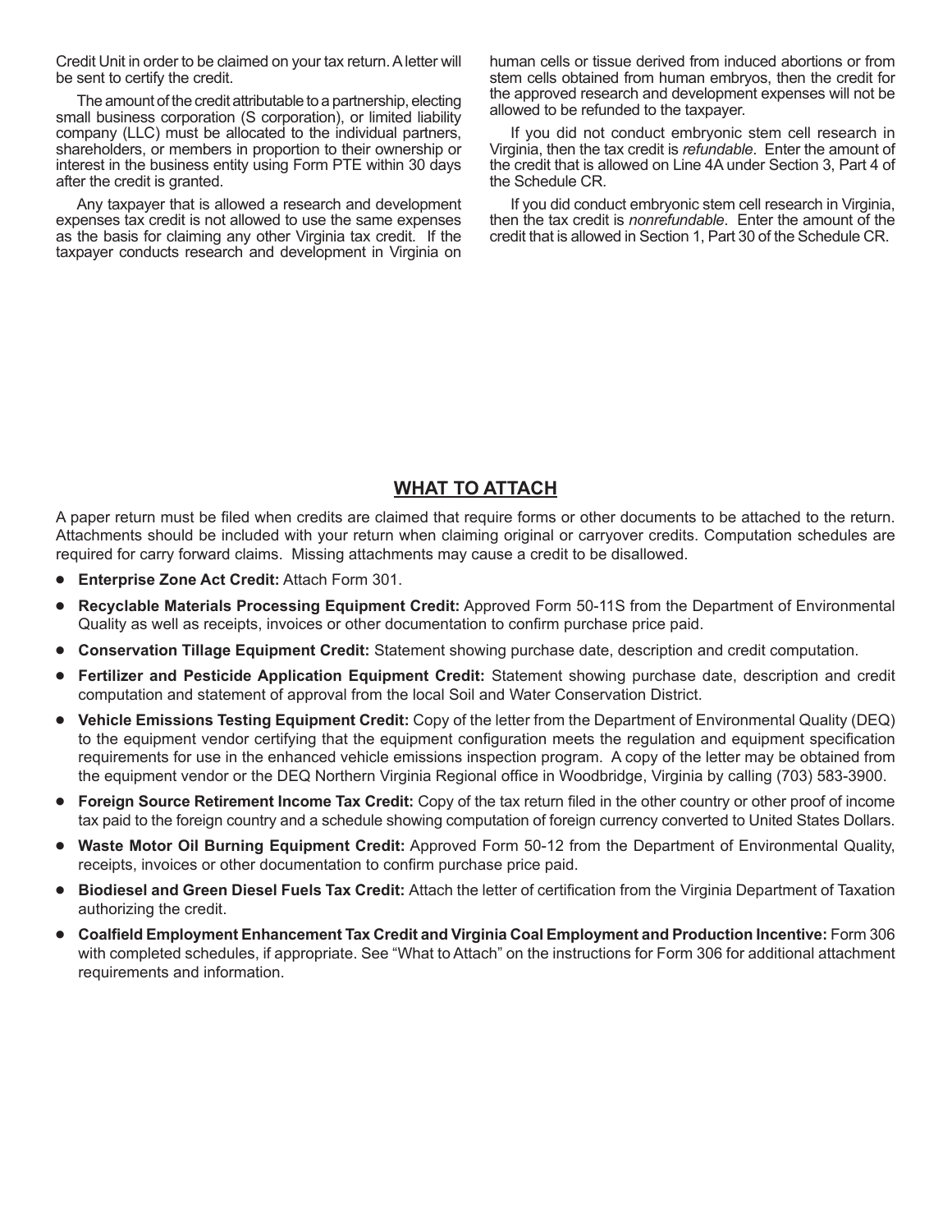Credit Unit in order to be claimed on your tax return. A letter will be sent to certify the credit.

The amount of the credit attributable to a partnership, electing small business corporation (S corporation), or limited liability company (LLC) must be allocated to the individual partners, shareholders, or members in proportion to their ownership or interest in the business entity using Form PTE within 30 days after the credit is granted.

Any taxpayer that is allowed a research and development expenses tax credit is not allowed to use the same expenses as the basis for claiming any other Virginia tax credit. If the taxpayer conducts research and development in Virginia on human cells or tissue derived from induced abortions or from stem cells obtained from human embryos, then the credit for the approved research and development expenses will not be allowed to be refunded to the taxpayer.

If you did not conduct embryonic stem cell research in Virginia, then the tax credit is *refundable*. Enter the amount of the credit that is allowed on Line 4A under Section 3, Part 4 of the Schedule CR.

If you did conduct embryonic stem cell research in Virginia, then the tax credit is *nonrefundable*. Enter the amount of the credit that is allowed in Section 1, Part 30 of the Schedule CR.

## WHAT TO ATTACH

A paper return must be filed when credits are claimed that require forms or other documents to be attached to the return. Attachments should be included with your return when claiming original or carryover credits. Computation schedules are required for carry forward claims. Missing attachments may cause a credit to be disallowed.

- **Enterprise Zone Act Credit:** Attach Form 301.
- **Recyclable Materials Processing Equipment Credit:** Approved Form 50-11S from the Department of Environmental Quality as well as receipts, invoices or other documentation to confirm purchase price paid.
- **Conservation Tillage Equipment Credit:** Statement showing purchase date, description and credit computation.
- **Fertilizer and Pesticide Application Equipment Credit:** Statement showing purchase date, description and credit computation and statement of approval from the local Soil and Water Conservation District.
- **Vehicle Emissions Testing Equipment Credit:** Copy of the letter from the Department of Environmental Quality (DEQ) to the equipment vendor certifying that the equipment configuration meets the regulation and equipment specification requirements for use in the enhanced vehicle emissions inspection program. A copy of the letter may be obtained from the equipment vendor or the DEQ Northern Virginia Regional office in Woodbridge, Virginia by calling (703) 583-3900.
- **Foreign Source Retirement Income Tax Credit:** Copy of the tax return filed in the other country or other proof of income tax paid to the foreign country and a schedule showing computation of foreign currency converted to United States Dollars.
- **Waste Motor Oil Burning Equipment Credit:** Approved Form 50-12 from the Department of Environmental Quality, receipts, invoices or other documentation to confirm purchase price paid.
- **Biodiesel and Green Diesel Fuels Tax Credit:** Attach the letter of certification from the Virginia Department of Taxation authorizing the credit.
- **Coalfield Employment Enhancement Tax Credit and Virginia Coal Employment and Production Incentive:** Form 306 with completed schedules, if appropriate. See "What to Attach" on the instructions for Form 306 for additional attachment requirements and information.